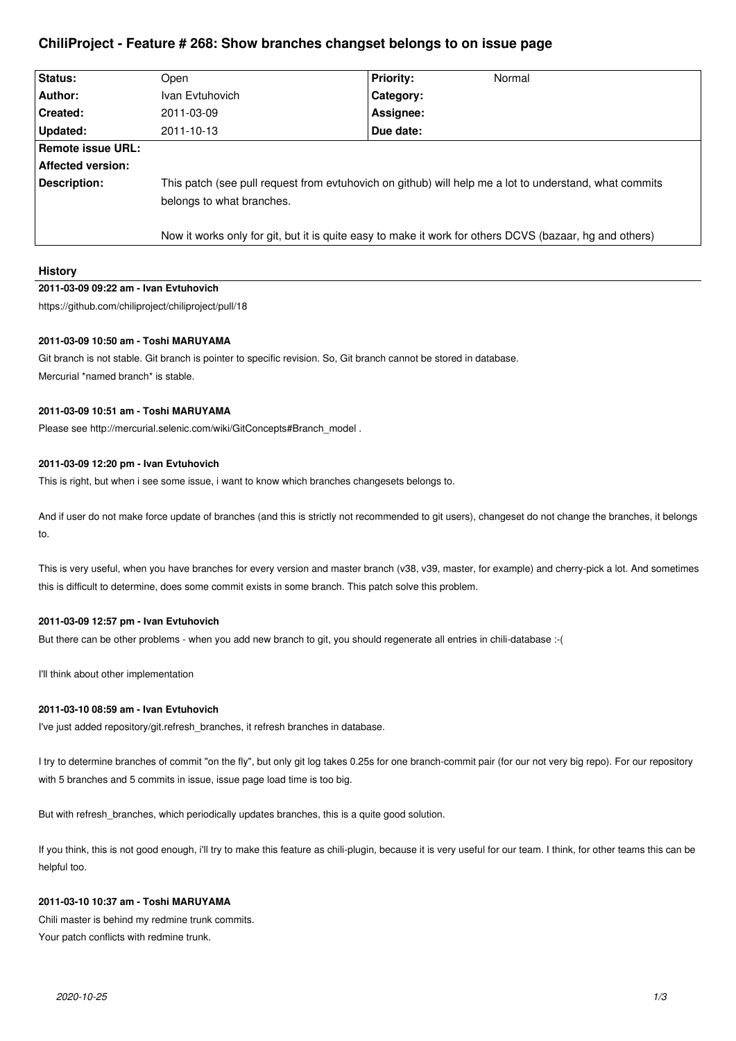# ChiliProject - Feature # 268: Show branches changeset belongs to on issue page

| Status: | Open | Priority: | Normal |
|---|---|---|---|
| Author: | Ivan Evtuhovich | Category: | |
| Created: | 2011-03-09 | Assignee: | |
| Updated: | 2011-10-13 | Due date: | |
| Remote issue URL: | | | |
| Affected version: | | | |
| Description: | This patch (see pull request from evtuhovich on github) will help me a lot to understand, what commits belongs to what branches.<br><br>Now it works only for git, but it is quite easy to make it work for others DCVS (bazaar, hg and others) | | |

## History

### 2011-03-09 09:22 am - Ivan Evtuhovich

https://github.com/chiliproject/chiliproject/pull/18

### 2011-03-09 10:50 am - Toshi MARUYAMA

Git branch is not stable. Git branch is pointer to specific revision. So, Git branch cannot be stored in database.
Mercurial *named branch* is stable.

### 2011-03-09 10:51 am - Toshi MARUYAMA

Please see http://mercurial.selenic.com/wiki/GitConcepts#Branch_model .

### 2011-03-09 12:20 pm - Ivan Evtuhovich

This is right, but when i see some issue, i want to know which branches changesets belongs to.

And if user do not make force update of branches (and this is strictly not recommended to git users), changeset do not change the branches, it belongs to.

This is very useful, when you have branches for every version and master branch (v38, v39, master, for example) and cherry-pick a lot. And sometimes this is difficult to determine, does some commit exists in some branch. This patch solve this problem.

### 2011-03-09 12:57 pm - Ivan Evtuhovich

But there can be other problems - when you add new branch to git, you should regenerate all entries in chili-database :-(

I'll think about other implementation

### 2011-03-10 08:59 am - Ivan Evtuhovich

I've just added repository/git.refresh_branches, it refresh branches in database.

I try to determine branches of commit "on the fly", but only git log takes 0.25s for one branch-commit pair (for our not very big repo). For our repository with 5 branches and 5 commits in issue, issue page load time is too big.

But with refresh_branches, which periodically updates branches, this is a quite good solution.

If you think, this is not good enough, i'll try to make this feature as chili-plugin, because it is very useful for our team. I think, for other teams this can be helpful too.

### 2011-03-10 10:37 am - Toshi MARUYAMA

Chili master is behind my redmine trunk commits.
Your patch conflicts with redmine trunk.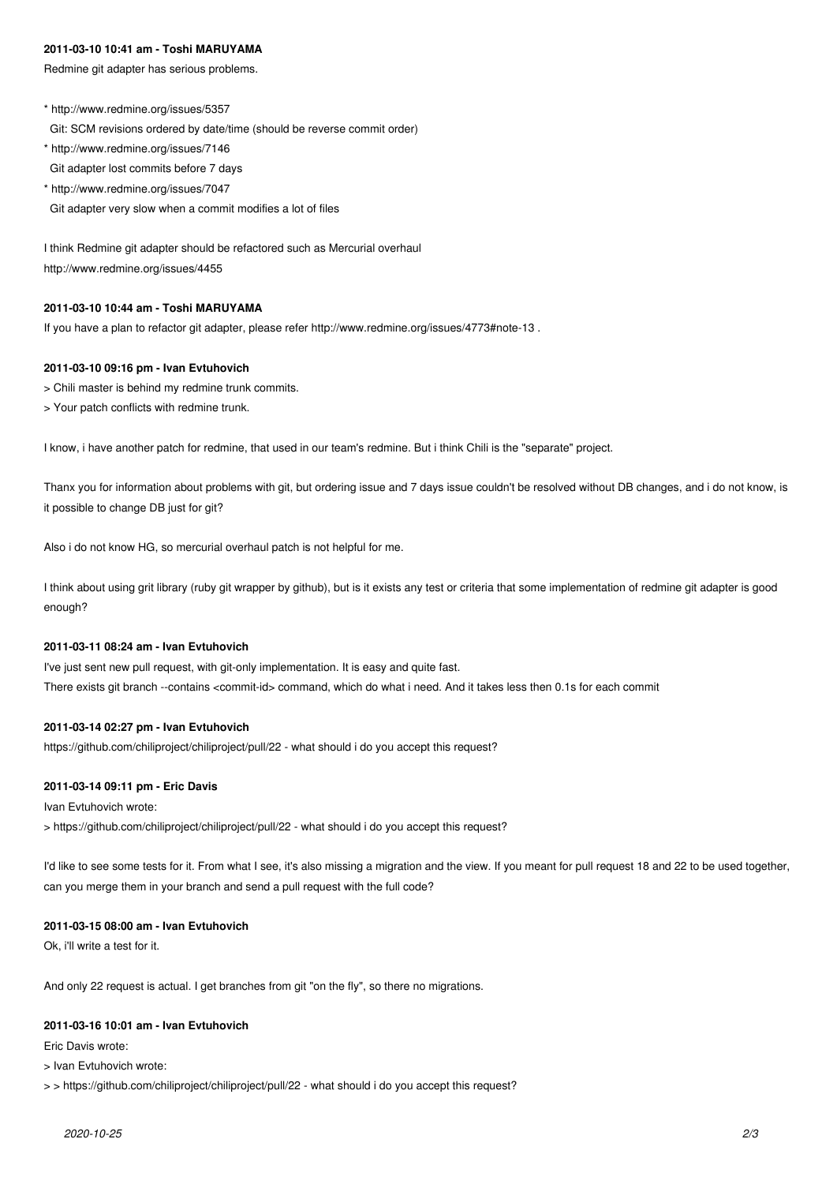**2011-03-10 10:41 am - Toshi MARUYAMA**

Redmine git adapter has serious problems.

* http://www.redmine.org/issues/5357
  Git: SCM revisions ordered by date/time (should be reverse commit order)
* http://www.redmine.org/issues/7146
  Git adapter lost commits before 7 days
* http://www.redmine.org/issues/7047
  Git adapter very slow when a commit modifies a lot of files

I think Redmine git adapter should be refactored such as Mercurial overhaul
http://www.redmine.org/issues/4455

**2011-03-10 10:44 am - Toshi MARUYAMA**

If you have a plan to refactor git adapter, please refer http://www.redmine.org/issues/4773#note-13 .

**2011-03-10 09:16 pm - Ivan Evtuhovich**

> Chili master is behind my redmine trunk commits.
> Your patch conflicts with redmine trunk.

I know, i have another patch for redmine, that used in our team's redmine. But i think Chili is the "separate" project.

Thanx you for information about problems with git, but ordering issue and 7 days issue couldn't be resolved without DB changes, and i do not know, is it possible to change DB just for git?

Also i do not know HG, so mercurial overhaul patch is not helpful for me.

I think about using grit library (ruby git wrapper by github), but is it exists any test or criteria that some implementation of redmine git adapter is good enough?

**2011-03-11 08:24 am - Ivan Evtuhovich**

I've just sent new pull request, with git-only implementation. It is easy and quite fast.
There exists git branch --contains <commit-id> command, which do what i need. And it takes less then 0.1s for each commit

**2011-03-14 02:27 pm - Ivan Evtuhovich**

https://github.com/chiliproject/chiliproject/pull/22 - what should i do you accept this request?

**2011-03-14 09:11 pm - Eric Davis**

Ivan Evtuhovich wrote:
> https://github.com/chiliproject/chiliproject/pull/22 - what should i do you accept this request?

I'd like to see some tests for it. From what I see, it's also missing a migration and the view. If you meant for pull request 18 and 22 to be used together, can you merge them in your branch and send a pull request with the full code?

**2011-03-15 08:00 am - Ivan Evtuhovich**

Ok, i'll write a test for it.

And only 22 request is actual. I get branches from git "on the fly", so there no migrations.

**2011-03-16 10:01 am - Ivan Evtuhovich**

Eric Davis wrote:
> Ivan Evtuhovich wrote:
> > https://github.com/chiliproject/chiliproject/pull/22 - what should i do you accept this request?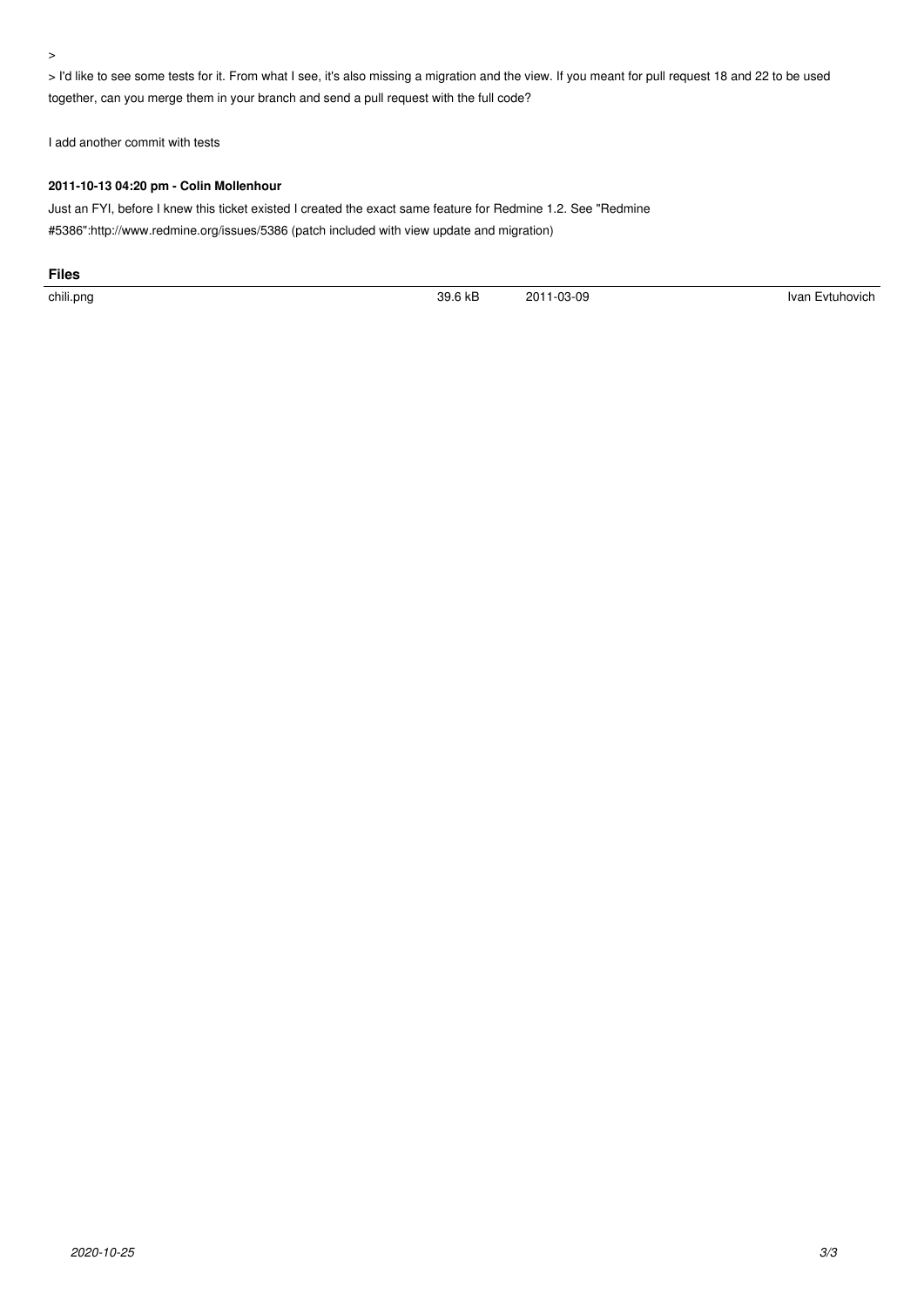>
> I'd like to see some tests for it. From what I see, it's also missing a migration and the view. If you meant for pull request 18 and 22 to be used together, can you merge them in your branch and send a pull request with the full code?

I add another commit with tests

**2011-10-13 04:20 pm - Colin Mollenhour**

Just an FYI, before I knew this ticket existed I created the exact same feature for Redmine 1.2. See "Redmine #5386":http://www.redmine.org/issues/5386 (patch included with view update and migration)

**Files**

| | | | |
|---|---|---|---|
| chili.png | 39.6 kB | 2011-03-09 | Ivan Evtuhovich |